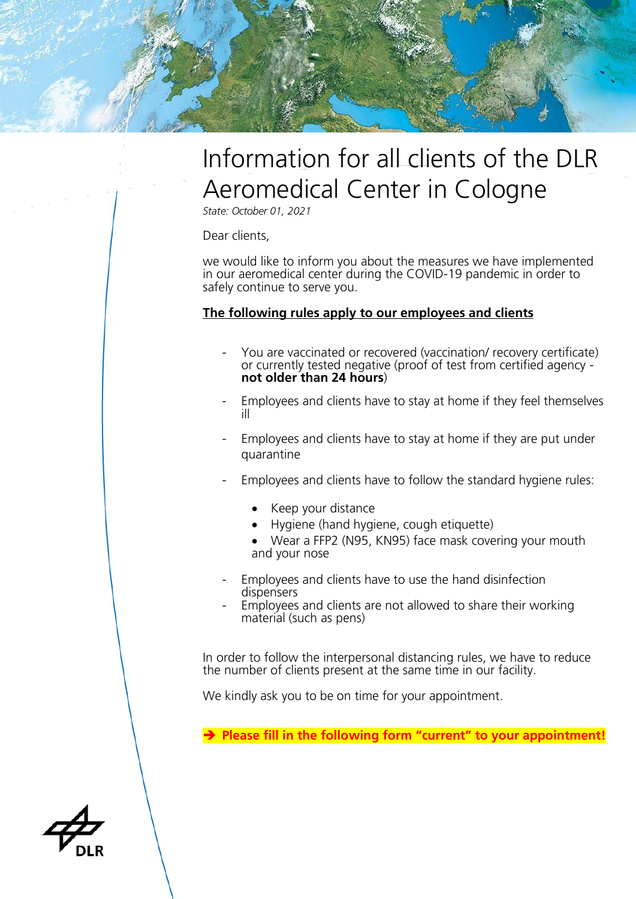# Information for all clients of the DLR Aeromedical Center in Cologne

*State: October 01, 2021*

Dear clients,

we would like to inform you about the measures we have implemented in our aeromedical center during the COVID-19 pandemic in order to safely continue to serve you.

**The following rules apply to our employees and clients**

- You are vaccinated or recovered (vaccination/ recovery certificate) or currently tested negative (proof of test from certified agency - **not older than 24 hours**)
- Employees and clients have to stay at home if they feel themselves ill
- Employees and clients have to stay at home if they are put under quarantine
- Employees and clients have to follow the standard hygiene rules:
  - Keep your distance
  - Hygiene (hand hygiene, cough etiquette)
  - Wear a FFP2 (N95, KN95) face mask covering your mouth and your nose
- Employees and clients have to use the hand disinfection dispensers
- Employees and clients are not allowed to share their working material (such as pens)

In order to follow the interpersonal distancing rules, we have to reduce the number of clients present at the same time in our facility.

We kindly ask you to be on time for your appointment.

**➔ Please fill in the following form "current" to your appointment!**

DLR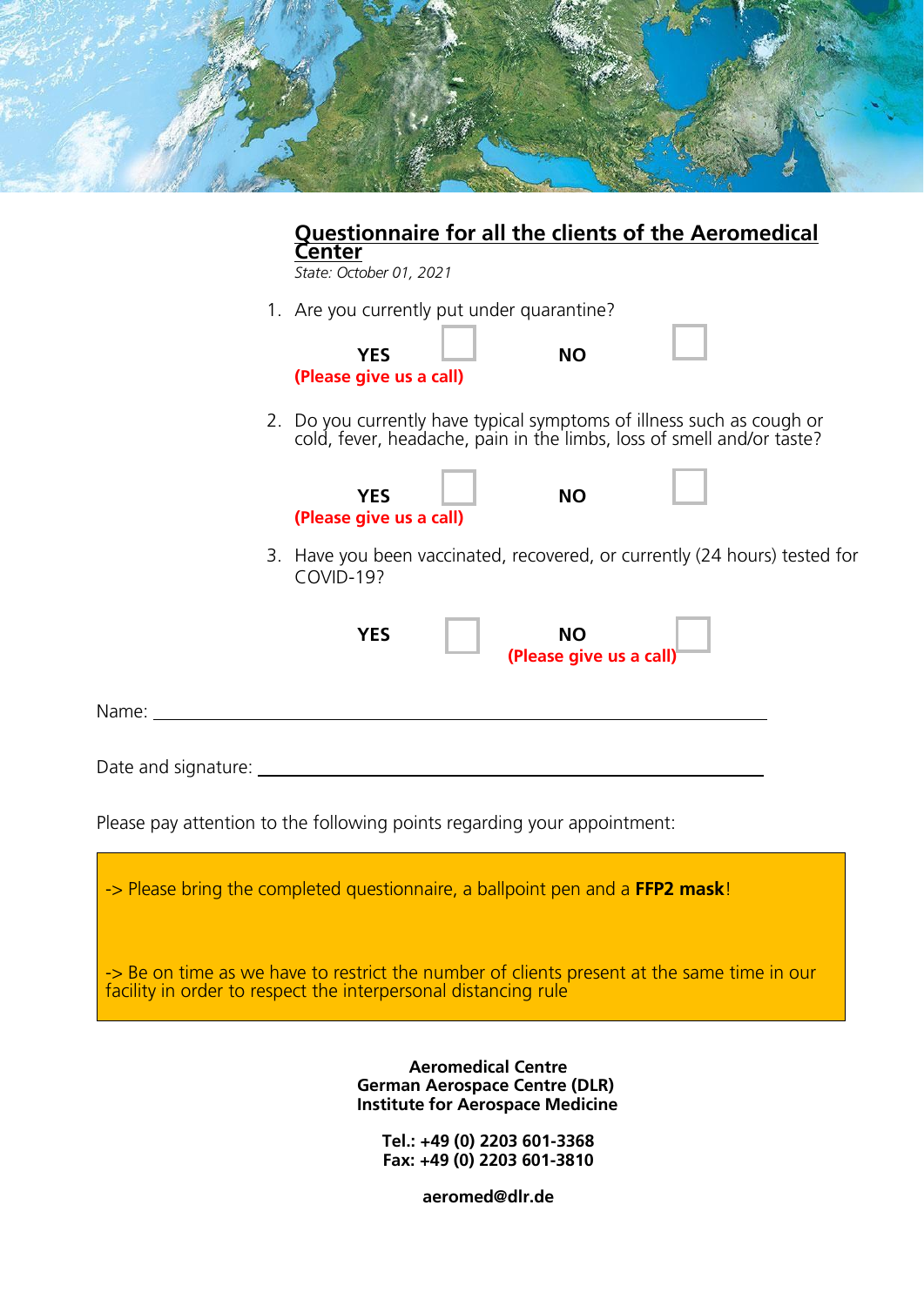## Questionnaire for all the clients of the Aeromedical Center

*State: October 01, 2021*

1. Are you currently put under quarantine?

   **YES** ☐ **NO** ☐
   **(Please give us a call)**

2. Do you currently have typical symptoms of illness such as cough or cold, fever, headache, pain in the limbs, loss of smell and/or taste?

   **YES** ☐ **NO** ☐
   **(Please give us a call)**

3. Have you been vaccinated, recovered, or currently (24 hours) tested for COVID-19?

   **YES** ☐ **NO** ☐
   **(Please give us a call)**

Name: ______________________________________________

Date and signature: ______________________________________

Please pay attention to the following points regarding your appointment:

-> Please bring the completed questionnaire, a ballpoint pen and a **FFP2 mask**!

-> Be on time as we have to restrict the number of clients present at the same time in our facility in order to respect the interpersonal distancing rule

**Aeromedical Centre**
**German Aerospace Centre (DLR)**
**Institute for Aerospace Medicine**

**Tel.: +49 (0) 2203 601-3368**
**Fax: +49 (0) 2203 601-3810**

**aeromed@dlr.de**